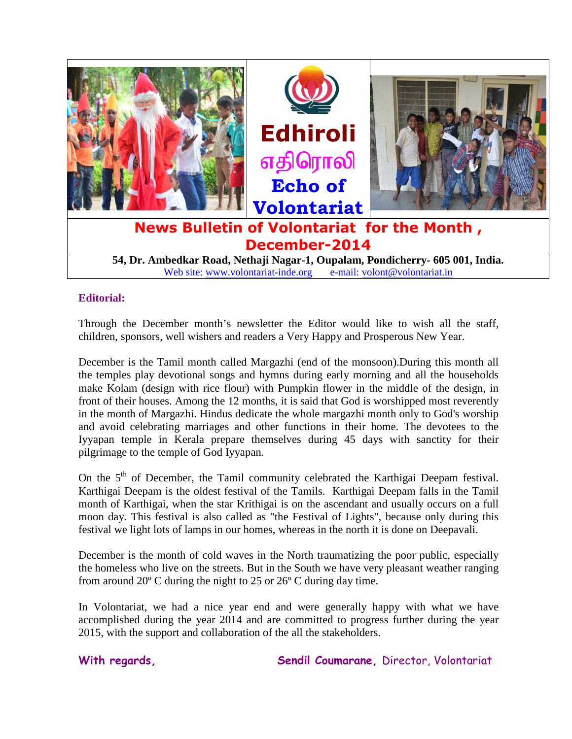# Edhiroli

# எதிரொலி

# Echo of Volontariat

## News Bulletin of Volontariat for the Month, December-2014

**54, Dr. Ambedkar Road, Nethaji Nagar-1, Oupalam, Pondicherry- 605 001, India.**

Web site: www.volontariat-inde.org    e-mail: volont@volontariat.in

**Editorial:**

Through the December month's newsletter the Editor would like to wish all the staff, children, sponsors, well wishers and readers a Very Happy and Prosperous New Year.

December is the Tamil month called Margazhi (end of the monsoon).During this month all the temples play devotional songs and hymns during early morning and all the households make Kolam (design with rice flour) with Pumpkin flower in the middle of the design, in front of their houses. Among the 12 months, it is said that God is worshipped most reverently in the month of Margazhi. Hindus dedicate the whole margazhi month only to God's worship and avoid celebrating marriages and other functions in their home. The devotees to the Iyyapan temple in Kerala prepare themselves during 45 days with sanctity for their pilgrimage to the temple of God Iyyapan.

On the 5th of December, the Tamil community celebrated the Karthigai Deepam festival. Karthigai Deepam is the oldest festival of the Tamils. Karthigai Deepam falls in the Tamil month of Karthigai, when the star Krithigai is on the ascendant and usually occurs on a full moon day. This festival is also called as "the Festival of Lights", because only during this festival we light lots of lamps in our homes, whereas in the north it is done on Deepavali.

December is the month of cold waves in the North traumatizing the poor public, especially the homeless who live on the streets. But in the South we have very pleasant weather ranging from around 20º C during the night to 25 or 26º C during day time.

In Volontariat, we had a nice year end and were generally happy with what we have accomplished during the year 2014 and are committed to progress further during the year 2015, with the support and collaboration of the all the stakeholders.

**With regards,** **Sendil Coumarane,** Director, Volontariat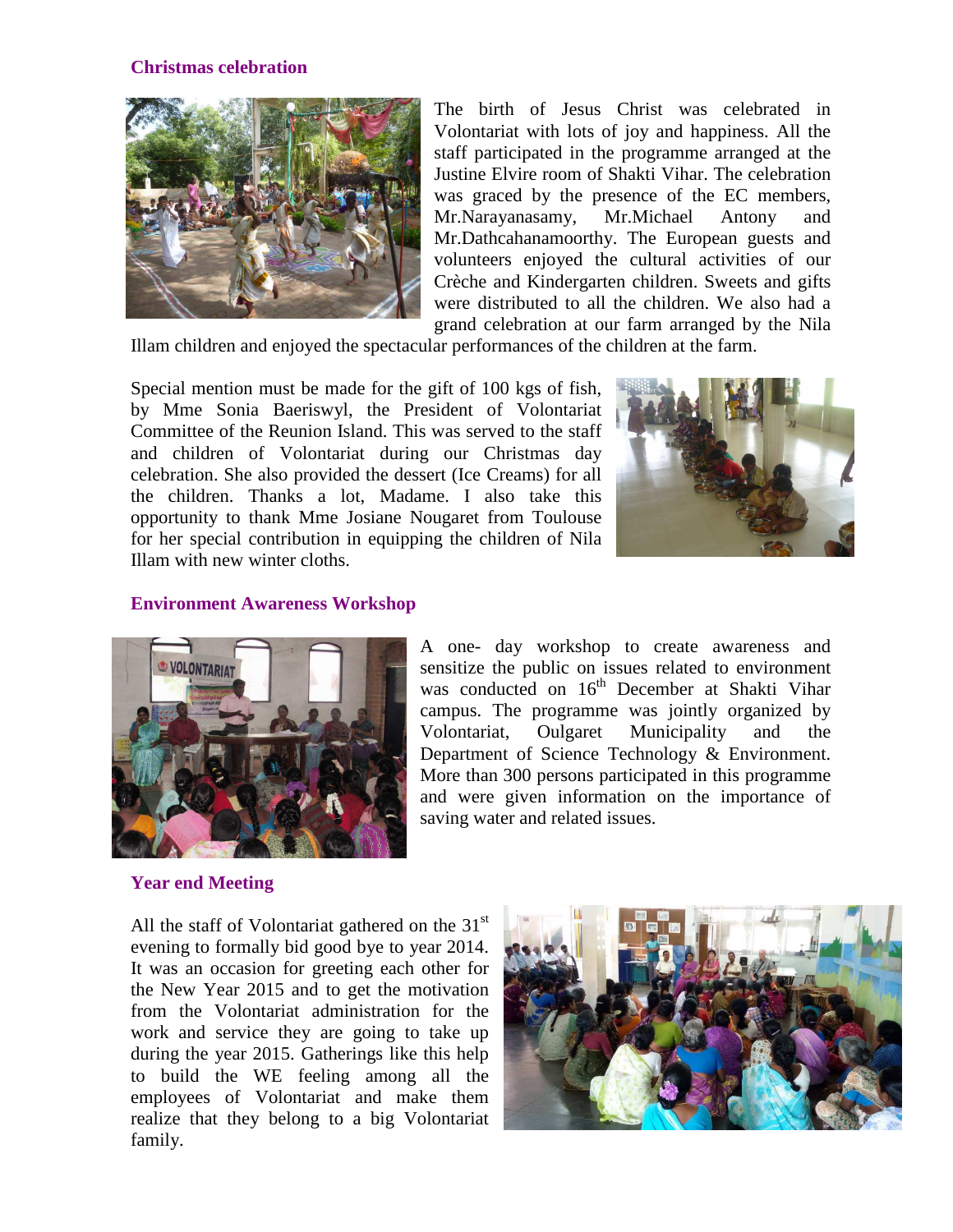## Christmas celebration

The birth of Jesus Christ was celebrated in Volontariat with lots of joy and happiness. All the staff participated in the programme arranged at the Justine Elvire room of Shakti Vihar. The celebration was graced by the presence of the EC members, Mr.Narayanasamy, Mr.Michael Antony and Mr.Dathcahanamoorthy. The European guests and volunteers enjoyed the cultural activities of our Crèche and Kindergarten children. Sweets and gifts were distributed to all the children. We also had a grand celebration at our farm arranged by the Nila Illam children and enjoyed the spectacular performances of the children at the farm.

Special mention must be made for the gift of 100 kgs of fish, by Mme Sonia Baeriswyl, the President of Volontariat Committee of the Reunion Island. This was served to the staff and children of Volontariat during our Christmas day celebration. She also provided the dessert (Ice Creams) for all the children. Thanks a lot, Madame. I also take this opportunity to thank Mme Josiane Nougaret from Toulouse for her special contribution in equipping the children of Nila Illam with new winter cloths.

## Environment Awareness Workshop

A one- day workshop to create awareness and sensitize the public on issues related to environment was conducted on 16th December at Shakti Vihar campus. The programme was jointly organized by Volontariat, Oulgaret Municipality and the Department of Science Technology & Environment. More than 300 persons participated in this programme and were given information on the importance of saving water and related issues.

## Year end Meeting

All the staff of Volontariat gathered on the 31st evening to formally bid good bye to year 2014. It was an occasion for greeting each other for the New Year 2015 and to get the motivation from the Volontariat administration for the work and service they are going to take up during the year 2015. Gatherings like this help to build the WE feeling among all the employees of Volontariat and make them realize that they belong to a big Volontariat family.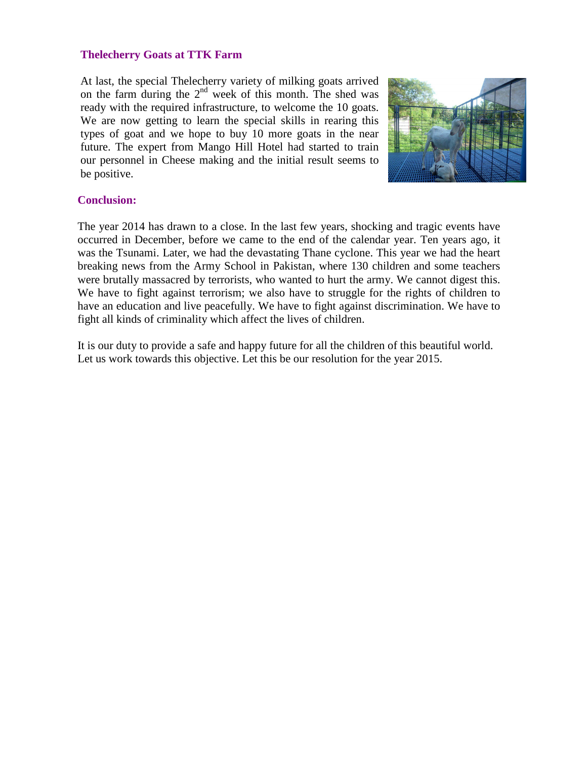### Thelecherry Goats at TTK Farm

At last, the special Thelecherry variety of milking goats arrived on the farm during the 2nd week of this month. The shed was ready with the required infrastructure, to welcome the 10 goats. We are now getting to learn the special skills in rearing this types of goat and we hope to buy 10 more goats in the near future. The expert from Mango Hill Hotel had started to train our personnel in Cheese making and the initial result seems to be positive.

### Conclusion:

The year 2014 has drawn to a close. In the last few years, shocking and tragic events have occurred in December, before we came to the end of the calendar year. Ten years ago, it was the Tsunami. Later, we had the devastating Thane cyclone. This year we had the heart breaking news from the Army School in Pakistan, where 130 children and some teachers were brutally massacred by terrorists, who wanted to hurt the army. We cannot digest this. We have to fight against terrorism; we also have to struggle for the rights of children to have an education and live peacefully. We have to fight against discrimination. We have to fight all kinds of criminality which affect the lives of children.

It is our duty to provide a safe and happy future for all the children of this beautiful world. Let us work towards this objective. Let this be our resolution for the year 2015.